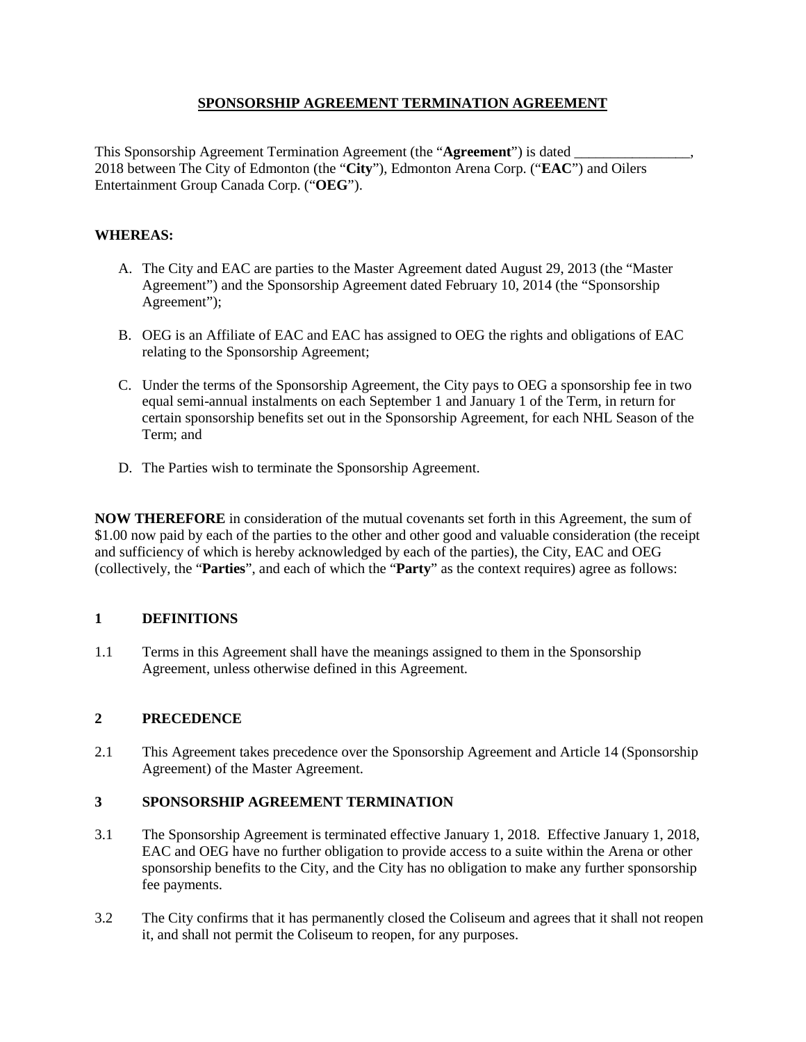# SPONSORSHIP AGREEMENT TERMINATION AGREEMENT

This Sponsorship Agreement Termination Agreement (the "**Agreement**") is dated ________________, 2018 between The City of Edmonton (the "**City**"), Edmonton Arena Corp. ("**EAC**") and Oilers Entertainment Group Canada Corp. ("**OEG**").

**WHEREAS:**

A. The City and EAC are parties to the Master Agreement dated August 29, 2013 (the "Master Agreement") and the Sponsorship Agreement dated February 10, 2014 (the "Sponsorship Agreement");

B. OEG is an Affiliate of EAC and EAC has assigned to OEG the rights and obligations of EAC relating to the Sponsorship Agreement;

C. Under the terms of the Sponsorship Agreement, the City pays to OEG a sponsorship fee in two equal semi-annual instalments on each September 1 and January 1 of the Term, in return for certain sponsorship benefits set out in the Sponsorship Agreement, for each NHL Season of the Term; and

D. The Parties wish to terminate the Sponsorship Agreement.

**NOW THEREFORE** in consideration of the mutual covenants set forth in this Agreement, the sum of $1.00 now paid by each of the parties to the other and other good and valuable consideration (the receipt and sufficiency of which is hereby acknowledged by each of the parties), the City, EAC and OEG (collectively, the "**Parties**", and each of which the "**Party**" as the context requires) agree as follows:

## 1 DEFINITIONS

1.1 Terms in this Agreement shall have the meanings assigned to them in the Sponsorship Agreement, unless otherwise defined in this Agreement.

## 2 PRECEDENCE

2.1 This Agreement takes precedence over the Sponsorship Agreement and Article 14 (Sponsorship Agreement) of the Master Agreement.

## 3 SPONSORSHIP AGREEMENT TERMINATION

3.1 The Sponsorship Agreement is terminated effective January 1, 2018. Effective January 1, 2018, EAC and OEG have no further obligation to provide access to a suite within the Arena or other sponsorship benefits to the City, and the City has no obligation to make any further sponsorship fee payments.

3.2 The City confirms that it has permanently closed the Coliseum and agrees that it shall not reopen it, and shall not permit the Coliseum to reopen, for any purposes.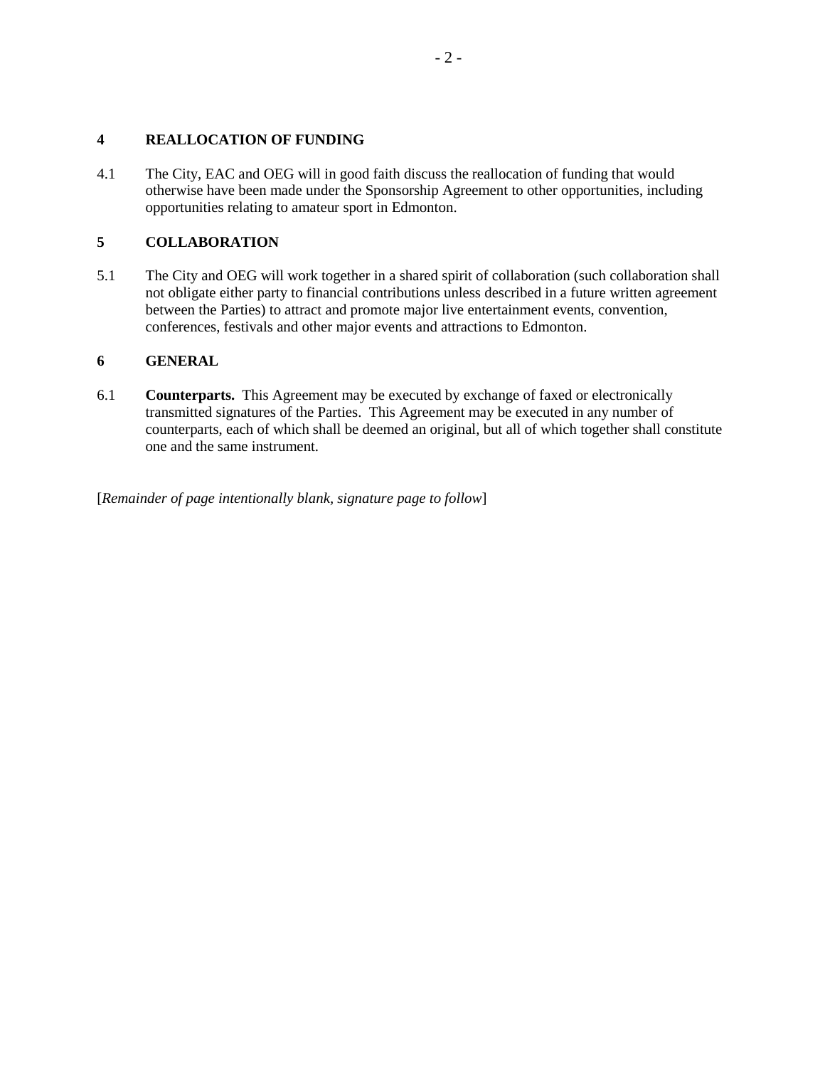## 4 REALLOCATION OF FUNDING

4.1 The City, EAC and OEG will in good faith discuss the reallocation of funding that would otherwise have been made under the Sponsorship Agreement to other opportunities, including opportunities relating to amateur sport in Edmonton.

## 5 COLLABORATION

5.1 The City and OEG will work together in a shared spirit of collaboration (such collaboration shall not obligate either party to financial contributions unless described in a future written agreement between the Parties) to attract and promote major live entertainment events, convention, conferences, festivals and other major events and attractions to Edmonton.

## 6 GENERAL

6.1 **Counterparts.** This Agreement may be executed by exchange of faxed or electronically transmitted signatures of the Parties. This Agreement may be executed in any number of counterparts, each of which shall be deemed an original, but all of which together shall constitute one and the same instrument.

[*Remainder of page intentionally blank, signature page to follow*]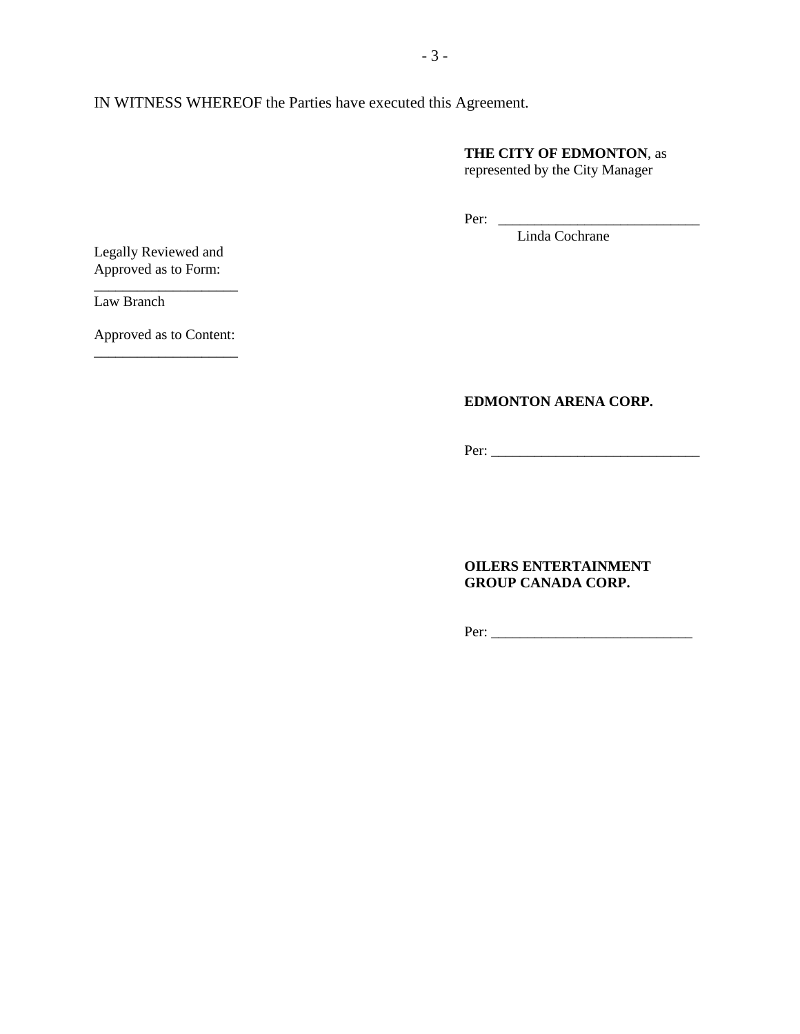IN WITNESS WHEREOF the Parties have executed this Agreement.

**THE CITY OF EDMONTON**, as represented by the City Manager

Per: ____________________________
Linda Cochrane

Legally Reviewed and
Approved as to Form:

____________________
Law Branch

Approved as to Content:

____________________

**EDMONTON ARENA CORP.**

Per: ____________________________

**OILERS ENTERTAINMENT GROUP CANADA CORP.**

Per: ____________________________